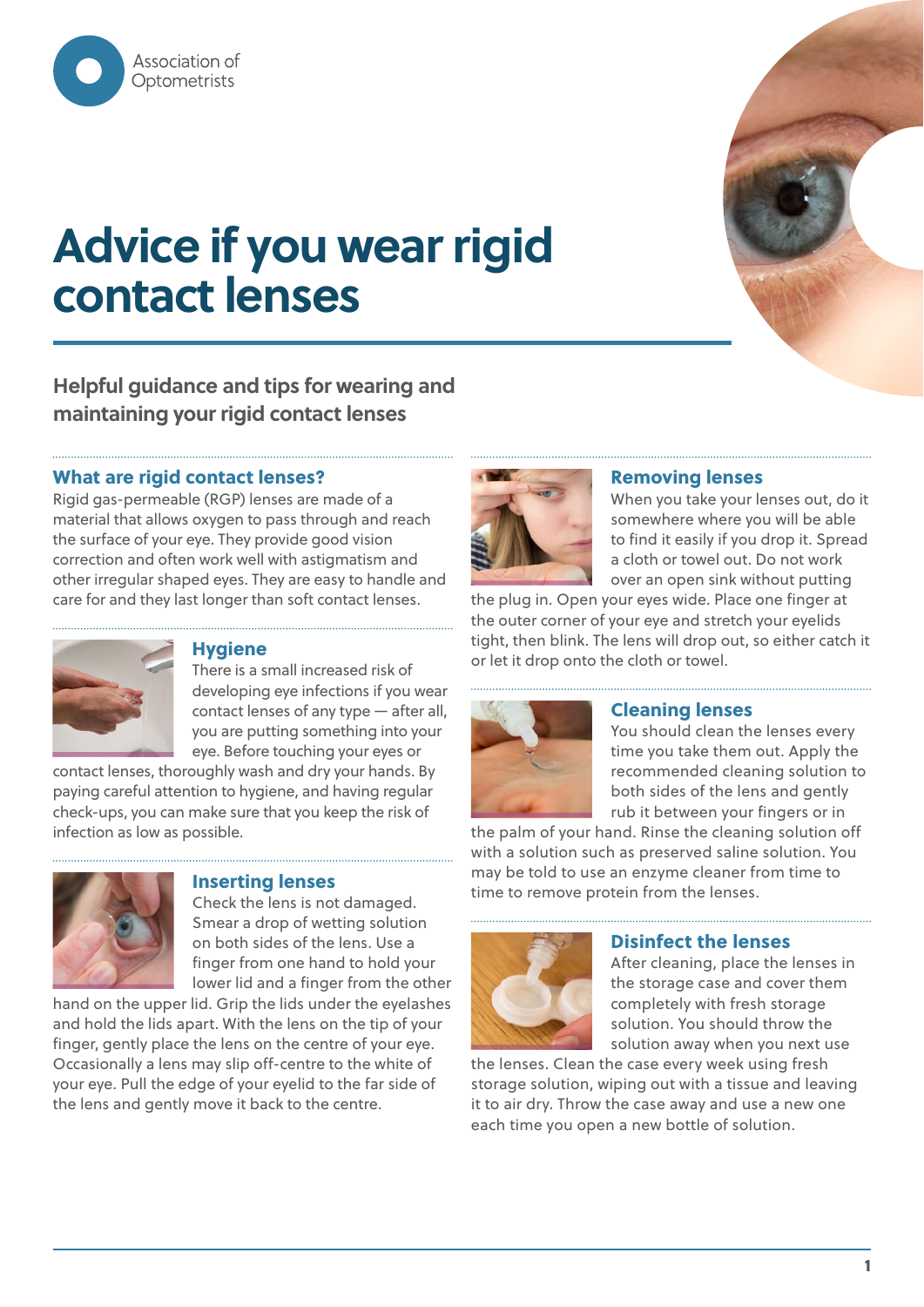Association of Optometrists

# Advice if you wear rigid contact lenses

## Helpful guidance and tips for wearing and maintaining your rigid contact lenses

### What are rigid contact lenses?

Rigid gas-permeable (RGP) lenses are made of a material that allows oxygen to pass through and reach the surface of your eye. They provide good vision correction and often work well with astigmatism and other irregular shaped eyes. They are easy to handle and care for and they last longer than soft contact lenses.

### Hygiene

There is a small increased risk of developing eye infections if you wear contact lenses of any type — after all, you are putting something into your eye. Before touching your eyes or contact lenses, thoroughly wash and dry your hands. By paying careful attention to hygiene, and having regular check-ups, you can make sure that you keep the risk of infection as low as possible.

### Inserting lenses

Check the lens is not damaged. Smear a drop of wetting solution on both sides of the lens. Use a finger from one hand to hold your lower lid and a finger from the other hand on the upper lid. Grip the lids under the eyelashes and hold the lids apart. With the lens on the tip of your finger, gently place the lens on the centre of your eye. Occasionally a lens may slip off-centre to the white of your eye. Pull the edge of your eyelid to the far side of the lens and gently move it back to the centre.

### Removing lenses

When you take your lenses out, do it somewhere where you will be able to find it easily if you drop it. Spread a cloth or towel out. Do not work over an open sink without putting the plug in. Open your eyes wide. Place one finger at the outer corner of your eye and stretch your eyelids tight, then blink. The lens will drop out, so either catch it or let it drop onto the cloth or towel.

### Cleaning lenses

You should clean the lenses every time you take them out. Apply the recommended cleaning solution to both sides of the lens and gently rub it between your fingers or in the palm of your hand. Rinse the cleaning solution off with a solution such as preserved saline solution. You may be told to use an enzyme cleaner from time to time to remove protein from the lenses.

### Disinfect the lenses

After cleaning, place the lenses in the storage case and cover them completely with fresh storage solution. You should throw the solution away when you next use the lenses. Clean the case every week using fresh storage solution, wiping out with a tissue and leaving it to air dry. Throw the case away and use a new one each time you open a new bottle of solution.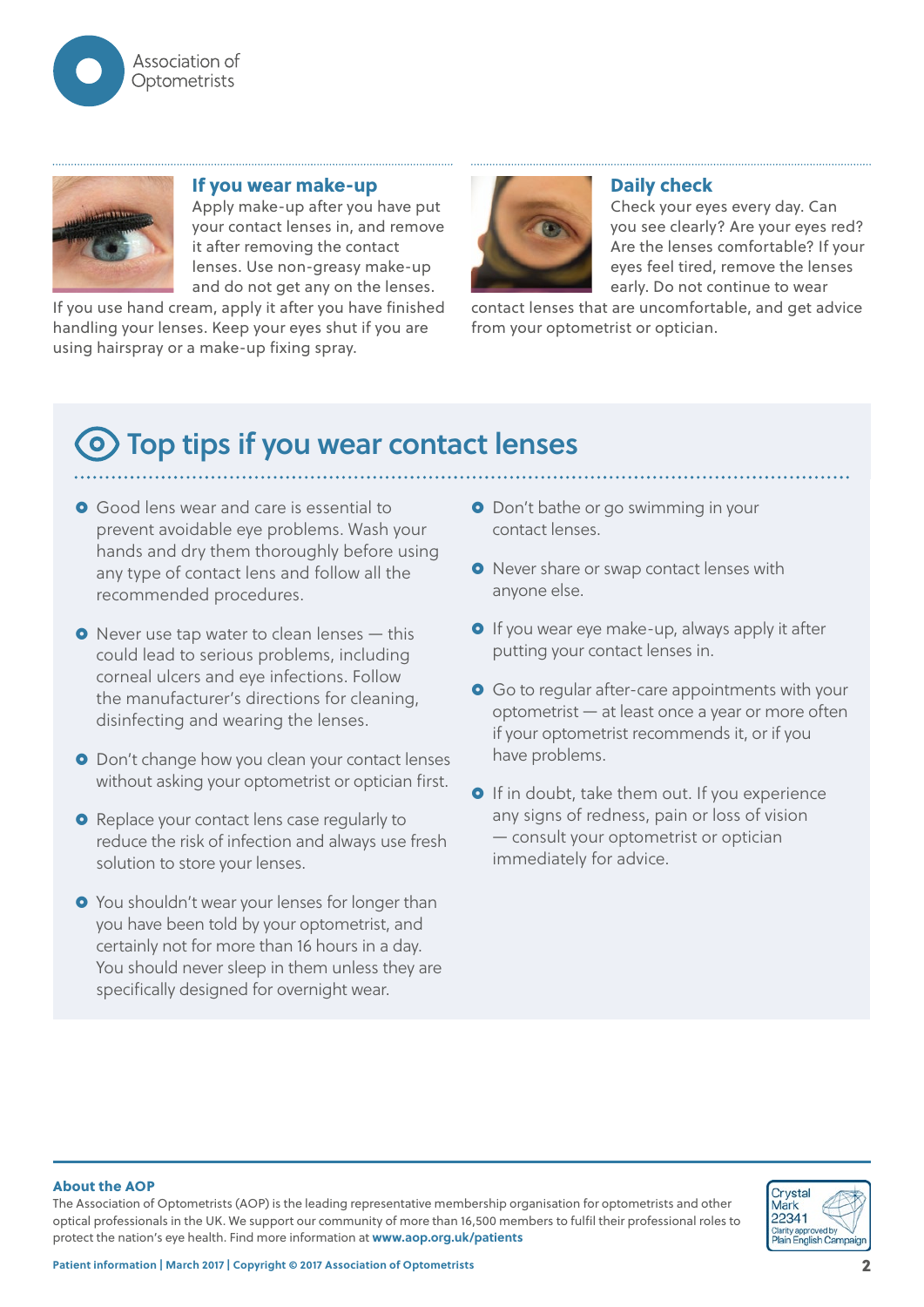Association of Optometrists

## If you wear make-up

Apply make-up after you have put your contact lenses in, and remove it after removing the contact lenses. Use non-greasy make-up and do not get any on the lenses. If you use hand cream, apply it after you have finished handling your lenses. Keep your eyes shut if you are using hairspray or a make-up fixing spray.

## Daily check

Check your eyes every day. Can you see clearly? Are your eyes red? Are the lenses comfortable? If your eyes feel tired, remove the lenses early. Do not continue to wear contact lenses that are uncomfortable, and get advice from your optometrist or optician.

## Top tips if you wear contact lenses

- Good lens wear and care is essential to prevent avoidable eye problems. Wash your hands and dry them thoroughly before using any type of contact lens and follow all the recommended procedures.
- Never use tap water to clean lenses — this could lead to serious problems, including corneal ulcers and eye infections. Follow the manufacturer's directions for cleaning, disinfecting and wearing the lenses.
- Don't change how you clean your contact lenses without asking your optometrist or optician first.
- Replace your contact lens case regularly to reduce the risk of infection and always use fresh solution to store your lenses.
- You shouldn't wear your lenses for longer than you have been told by your optometrist, and certainly not for more than 16 hours in a day. You should never sleep in them unless they are specifically designed for overnight wear.
- Don't bathe or go swimming in your contact lenses.
- Never share or swap contact lenses with anyone else.
- If you wear eye make-up, always apply it after putting your contact lenses in.
- Go to regular after-care appointments with your optometrist — at least once a year or more often if your optometrist recommends it, or if you have problems.
- If in doubt, take them out. If you experience any signs of redness, pain or loss of vision — consult your optometrist or optician immediately for advice.

**About the AOP**

The Association of Optometrists (AOP) is the leading representative membership organisation for optometrists and other optical professionals in the UK. We support our community of more than 16,500 members to fulfil their professional roles to protect the nation's eye health. Find more information at **www.aop.org.uk/patients**

Crystal Mark 22341 Clarity approved by Plain English Campaign

Patient information | March 2017 | Copyright © 2017 Association of Optometrists